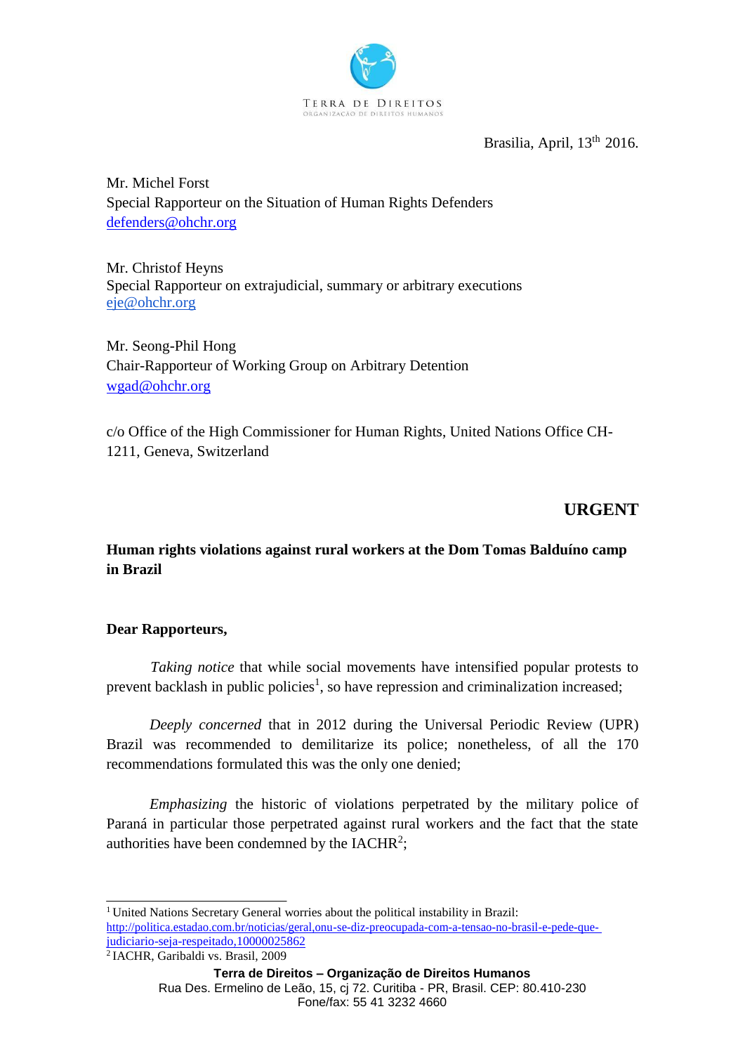TERRA DE DIREITOS
ORGANIZAÇÃO DE DIREITOS HUMANOS

Brasilia, April, 13th 2016.

Mr. Michel Forst
Special Rapporteur on the Situation of Human Rights Defenders
defenders@ohchr.org

Mr. Christof Heyns
Special Rapporteur on extrajudicial, summary or arbitrary executions
eje@ohchr.org

Mr. Seong-Phil Hong
Chair-Rapporteur of Working Group on Arbitrary Detention
wgad@ohchr.org

c/o Office of the High Commissioner for Human Rights, United Nations Office CH-1211, Geneva, Switzerland

**URGENT**

**Human rights violations against rural workers at the Dom Tomas Balduíno camp in Brazil**

**Dear Rapporteurs,**

*Taking notice* that while social movements have intensified popular protests to prevent backlash in public policies[1], so have repression and criminalization increased;

*Deeply concerned* that in 2012 during the Universal Periodic Review (UPR) Brazil was recommended to demilitarize its police; nonetheless, of all the 170 recommendations formulated this was the only one denied;

*Emphasizing* the historic of violations perpetrated by the military police of Paraná in particular those perpetrated against rural workers and the fact that the state authorities have been condemned by the IACHR[2];

---

[1] United Nations Secretary General worries about the political instability in Brazil: http://politica.estadao.com.br/noticias/geral,onu-se-diz-preocupada-com-a-tensao-no-brasil-e-pede-que-judiciario-seja-respeitado,10000025862

[2] IACHR, Garibaldi vs. Brasil, 2009

**Terra de Direitos – Organização de Direitos Humanos**
Rua Des. Ermelino de Leão, 15, cj 72. Curitiba - PR, Brasil. CEP: 80.410-230
Fone/fax: 55 41 3232 4660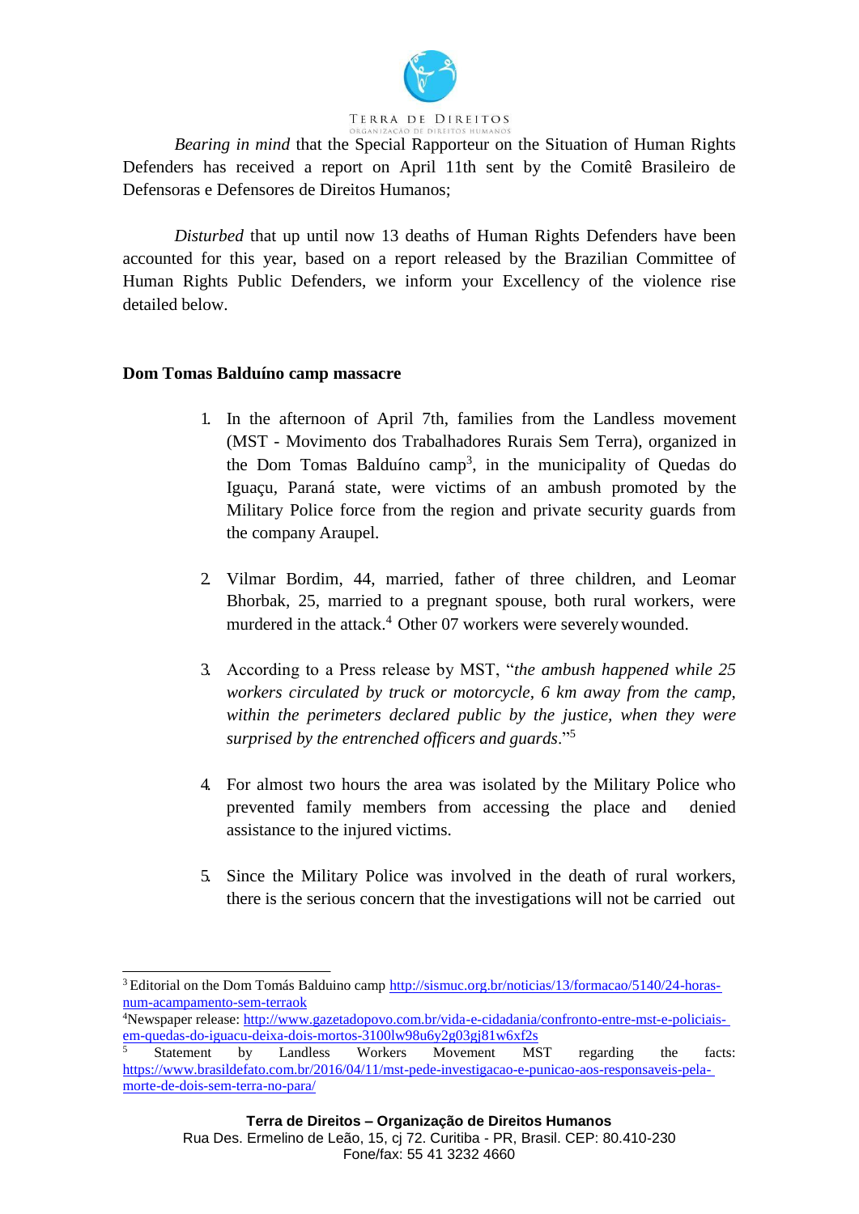*Bearing in mind* that the Special Rapporteur on the Situation of Human Rights Defenders has received a report on April 11th sent by the Comitê Brasileiro de Defensoras e Defensores de Direitos Humanos;

*Disturbed* that up until now 13 deaths of Human Rights Defenders have been accounted for this year, based on a report released by the Brazilian Committee of Human Rights Public Defenders, we inform your Excellency of the violence rise detailed below.

**Dom Tomas Balduíno camp massacre**

1. In the afternoon of April 7th, families from the Landless movement (MST - Movimento dos Trabalhadores Rurais Sem Terra), organized in the Dom Tomas Balduíno camp[3], in the municipality of Quedas do Iguaçu, Paraná state, were victims of an ambush promoted by the Military Police force from the region and private security guards from the company Araupel.

2. Vilmar Bordim, 44, married, father of three children, and Leomar Bhorbak, 25, married to a pregnant spouse, both rural workers, were murdered in the attack.[4] Other 07 workers were severely wounded.

3. According to a Press release by MST, "*the ambush happened while 25 workers circulated by truck or motorcycle, 6 km away from the camp, within the perimeters declared public by the justice, when they were surprised by the entrenched officers and guards*."[5]

4. For almost two hours the area was isolated by the Military Police who prevented family members from accessing the place and denied assistance to the injured victims.

5. Since the Military Police was involved in the death of rural workers, there is the serious concern that the investigations will not be carried out

---

[3] Editorial on the Dom Tomás Balduino camp http://sismuc.org.br/noticias/13/formacao/5140/24-horas-num-acampamento-sem-terraok

[4] Newspaper release: http://www.gazetadopovo.com.br/vida-e-cidadania/confronto-entre-mst-e-policiais-em-quedas-do-iguacu-deixa-dois-mortos-3100lw98u6y2g03gj81w6xf2s

[5] Statement by Landless Workers Movement MST regarding the facts: https://www.brasildefato.com.br/2016/04/11/mst-pede-investigacao-e-punicao-aos-responsaveis-pela-morte-de-dois-sem-terra-no-para/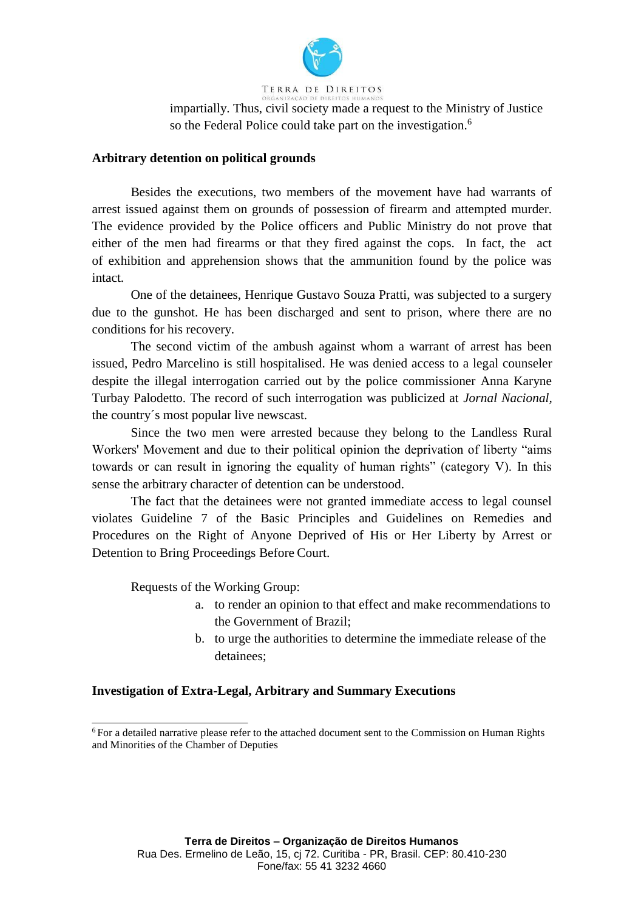impartially. Thus, civil society made a request to the Ministry of Justice so the Federal Police could take part on the investigation.[6]

**Arbitrary detention on political grounds**

Besides the executions, two members of the movement have had warrants of arrest issued against them on grounds of possession of firearm and attempted murder. The evidence provided by the Police officers and Public Ministry do not prove that either of the men had firearms or that they fired against the cops. In fact, the act of exhibition and apprehension shows that the ammunition found by the police was intact.

One of the detainees, Henrique Gustavo Souza Pratti, was subjected to a surgery due to the gunshot. He has been discharged and sent to prison, where there are no conditions for his recovery.

The second victim of the ambush against whom a warrant of arrest has been issued, Pedro Marcelino is still hospitalised. He was denied access to a legal counseler despite the illegal interrogation carried out by the police commissioner Anna Karyne Turbay Palodetto. The record of such interrogation was publicized at *Jornal Nacional*, the country´s most popular live newscast.

Since the two men were arrested because they belong to the Landless Rural Workers' Movement and due to their political opinion the deprivation of liberty "aims towards or can result in ignoring the equality of human rights" (category V). In this sense the arbitrary character of detention can be understood.

The fact that the detainees were not granted immediate access to legal counsel violates Guideline 7 of the Basic Principles and Guidelines on Remedies and Procedures on the Right of Anyone Deprived of His or Her Liberty by Arrest or Detention to Bring Proceedings Before Court.

Requests of the Working Group:

a. to render an opinion to that effect and make recommendations to the Government of Brazil;
b. to urge the authorities to determine the immediate release of the detainees;

**Investigation of Extra-Legal, Arbitrary and Summary Executions**

[6] For a detailed narrative please refer to the attached document sent to the Commission on Human Rights and Minorities of the Chamber of Deputies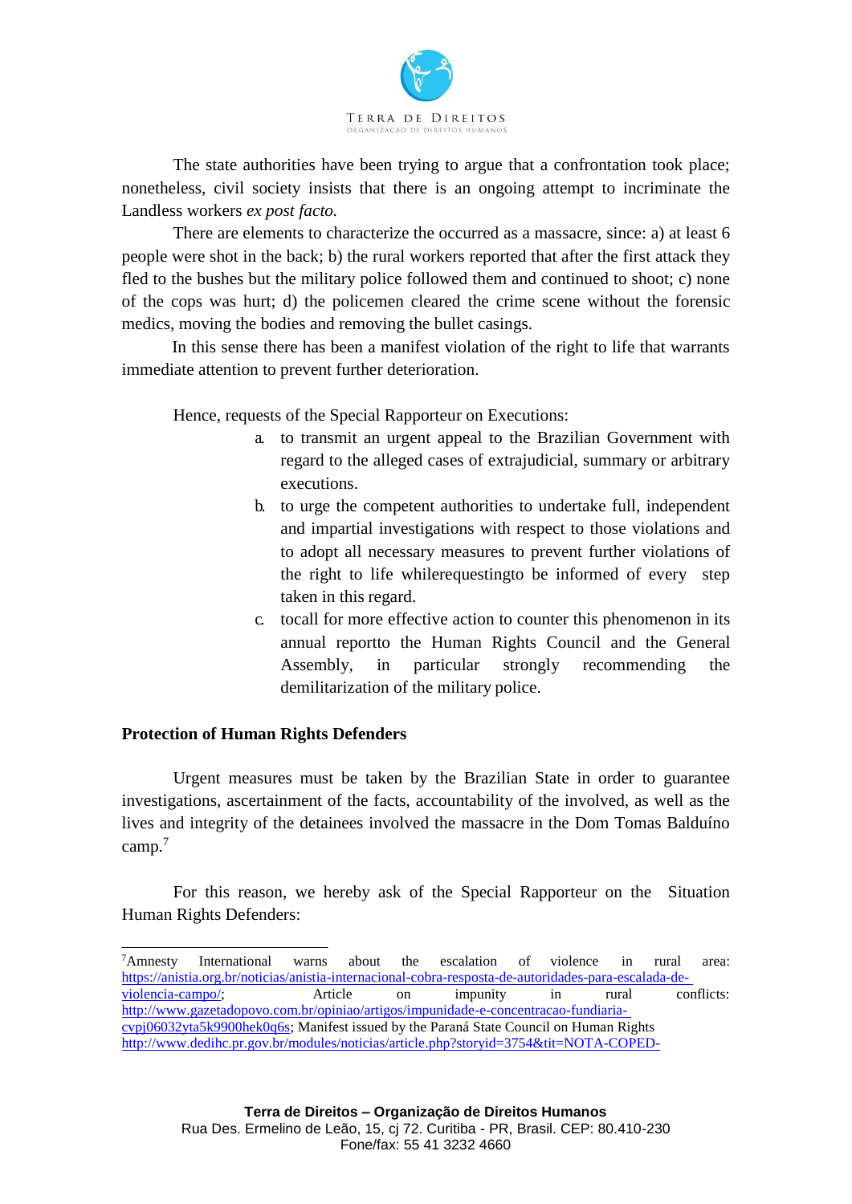The state authorities have been trying to argue that a confrontation took place; nonetheless, civil society insists that there is an ongoing attempt to incriminate the Landless workers *ex post facto.*

There are elements to characterize the occurred as a massacre, since: a) at least 6 people were shot in the back; b) the rural workers reported that after the first attack they fled to the bushes but the military police followed them and continued to shoot; c) none of the cops was hurt; d) the policemen cleared the crime scene without the forensic medics, moving the bodies and removing the bullet casings.

In this sense there has been a manifest violation of the right to life that warrants immediate attention to prevent further deterioration.

Hence, requests of the Special Rapporteur on Executions:

a. to transmit an urgent appeal to the Brazilian Government with regard to the alleged cases of extrajudicial, summary or arbitrary executions.
b. to urge the competent authorities to undertake full, independent and impartial investigations with respect to those violations and to adopt all necessary measures to prevent further violations of the right to life whilerequestingto be informed of every step taken in this regard.
c. tocall for more effective action to counter this phenomenon in its annual reportto the Human Rights Council and the General Assembly, in particular strongly recommending the demilitarization of the military police.

**Protection of Human Rights Defenders**

Urgent measures must be taken by the Brazilian State in order to guarantee investigations, ascertainment of the facts, accountability of the involved, as well as the lives and integrity of the detainees involved the massacre in the Dom Tomas Balduíno camp.[7]

For this reason, we hereby ask of the Special Rapporteur on the Situation Human Rights Defenders:

---

[7]Amnesty International warns about the escalation of violence in rural area: https://anistia.org.br/noticias/anistia-internacional-cobra-resposta-de-autoridades-para-escalada-de-violencia-campo/; Article on impunity in rural conflicts: http://www.gazetadopovo.com.br/opiniao/artigos/impunidade-e-concentracao-fundiaria-cvpj06032yta5k9900hek0q6s; Manifest issued by the Paraná State Council on Human Rights http://www.dedihc.pr.gov.br/modules/noticias/article.php?storyid=3754&tit=NOTA-COPED-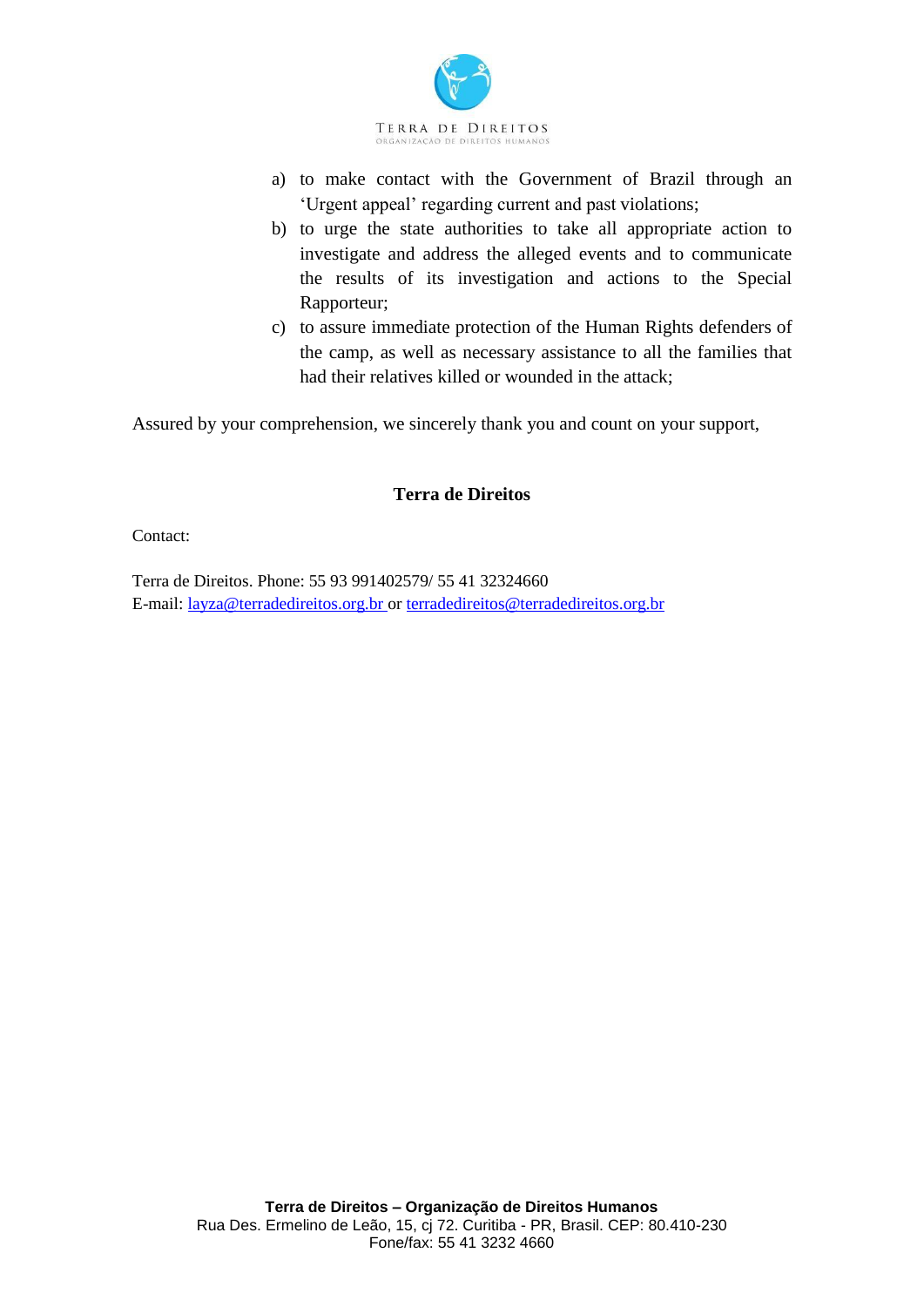a) to make contact with the Government of Brazil through an 'Urgent appeal' regarding current and past violations;
b) to urge the state authorities to take all appropriate action to investigate and address the alleged events and to communicate the results of its investigation and actions to the Special Rapporteur;
c) to assure immediate protection of the Human Rights defenders of the camp, as well as necessary assistance to all the families that had their relatives killed or wounded in the attack;

Assured by your comprehension, we sincerely thank you and count on your support,

**Terra de Direitos**

Contact:

Terra de Direitos. Phone: 55 93 991402579/ 55 41 32324660
E-mail: layza@terradedireitos.org.br or terradedireitos@terradedireitos.org.br